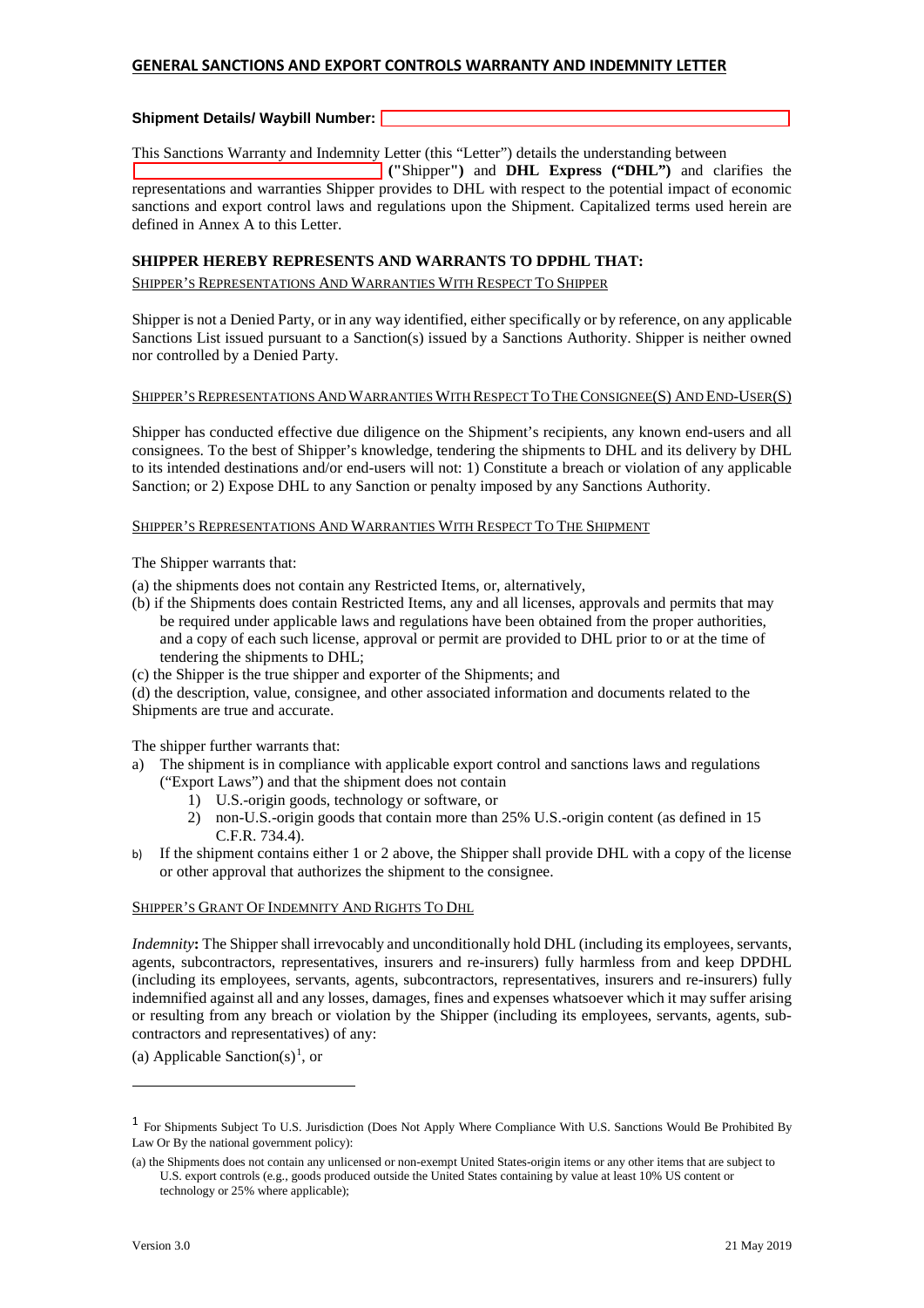# GENERAL SANCTIONS AND EXPORT CONTROLS WARRANTY AND INDEMNITY LETTER

**Shipment Details/ Waybill Number:**

This Sanctions Warranty and Indemnity Letter (this "Letter") details the understanding between **(**"Shipper**")** and **DHL Express ("DHL")** and clarifies the representations and warranties Shipper provides to DHL with respect to the potential impact of economic sanctions and export control laws and regulations upon the Shipment. Capitalized terms used herein are defined in Annex A to this Letter.

## SHIPPER HEREBY REPRESENTS AND WARRANTS TO DPDHL THAT:

### SHIPPER'S REPRESENTATIONS AND WARRANTIES WITH RESPECT TO SHIPPER

Shipper is not a Denied Party, or in any way identified, either specifically or by reference, on any applicable Sanctions List issued pursuant to a Sanction(s) issued by a Sanctions Authority. Shipper is neither owned nor controlled by a Denied Party.

### SHIPPER'S REPRESENTATIONS AND WARRANTIES WITH RESPECT TO THE CONSIGNEE(S) AND END-USER(S)

Shipper has conducted effective due diligence on the Shipment's recipients, any known end-users and all consignees. To the best of Shipper's knowledge, tendering the shipments to DHL and its delivery by DHL to its intended destinations and/or end-users will not: 1) Constitute a breach or violation of any applicable Sanction; or 2) Expose DHL to any Sanction or penalty imposed by any Sanctions Authority.

### SHIPPER'S REPRESENTATIONS AND WARRANTIES WITH RESPECT TO THE SHIPMENT

The Shipper warrants that:

(a) the shipments does not contain any Restricted Items, or, alternatively,

(b) if the Shipments does contain Restricted Items, any and all licenses, approvals and permits that may be required under applicable laws and regulations have been obtained from the proper authorities, and a copy of each such license, approval or permit are provided to DHL prior to or at the time of tendering the shipments to DHL;

(c) the Shipper is the true shipper and exporter of the Shipments; and

(d) the description, value, consignee, and other associated information and documents related to the Shipments are true and accurate.

The shipper further warrants that:

a) The shipment is in compliance with applicable export control and sanctions laws and regulations ("Export Laws") and that the shipment does not contain
   1) U.S.-origin goods, technology or software, or
   2) non-U.S.-origin goods that contain more than 25% U.S.-origin content (as defined in 15 C.F.R. 734.4).

b) If the shipment contains either 1 or 2 above, the Shipper shall provide DHL with a copy of the license or other approval that authorizes the shipment to the consignee.

### SHIPPER'S GRANT OF INDEMNITY AND RIGHTS TO DHL

*Indemnity***:** The Shipper shall irrevocably and unconditionally hold DHL (including its employees, servants, agents, subcontractors, representatives, insurers and re-insurers) fully harmless from and keep DPDHL (including its employees, servants, agents, subcontractors, representatives, insurers and re-insurers) fully indemnified against all and any losses, damages, fines and expenses whatsoever which it may suffer arising or resulting from any breach or violation by the Shipper (including its employees, servants, agents, sub-contractors and representatives) of any:

(a) Applicable Sanction(s)[1], or

---

[1] For Shipments Subject To U.S. Jurisdiction (Does Not Apply Where Compliance With U.S. Sanctions Would Be Prohibited By Law Or By the national government policy):

(a) the Shipments does not contain any unlicensed or non-exempt United States-origin items or any other items that are subject to U.S. export controls (e.g., goods produced outside the United States containing by value at least 10% US content or technology or 25% where applicable);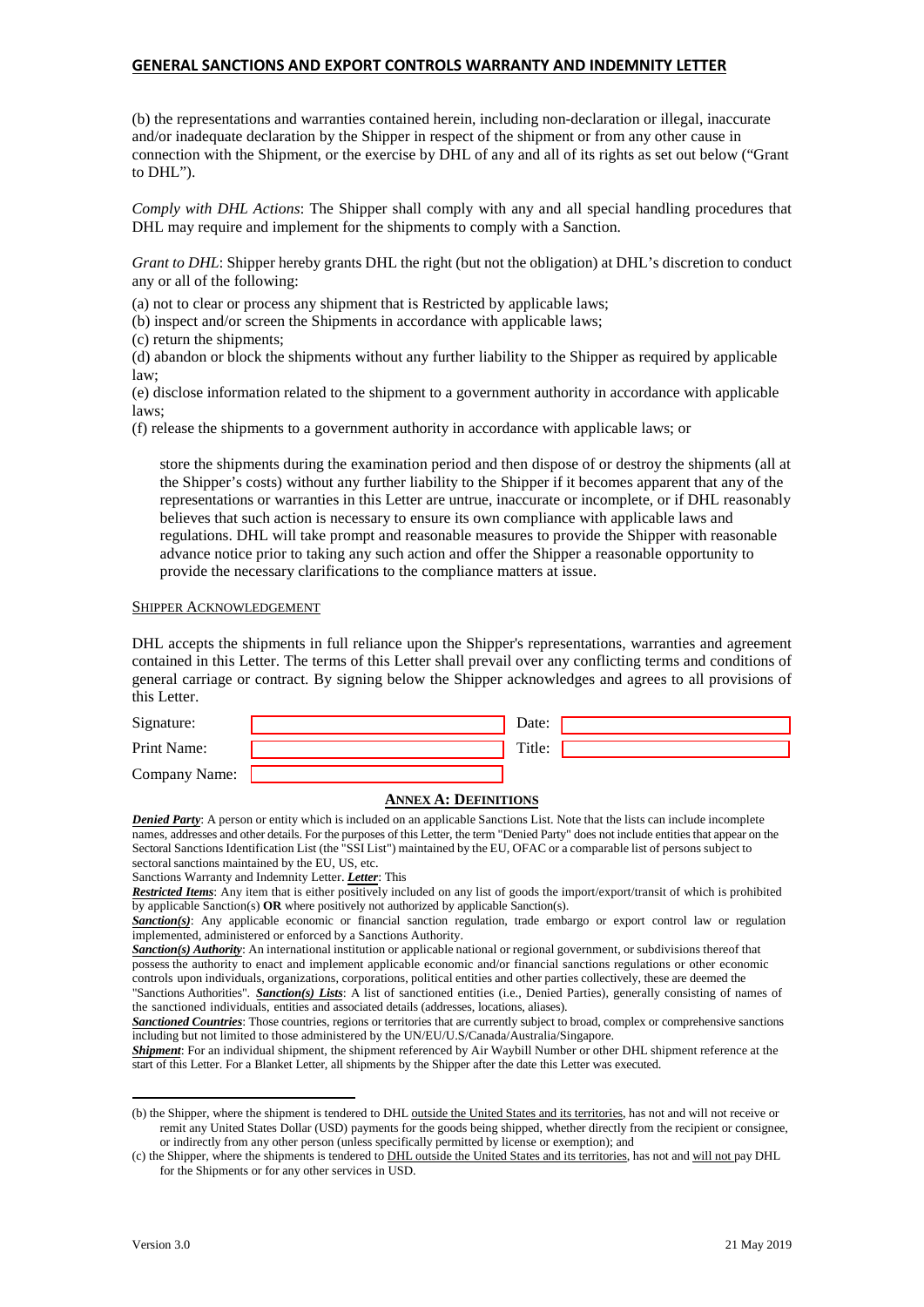## GENERAL SANCTIONS AND EXPORT CONTROLS WARRANTY AND INDEMNITY LETTER

(b) the representations and warranties contained herein, including non-declaration or illegal, inaccurate and/or inadequate declaration by the Shipper in respect of the shipment or from any other cause in connection with the Shipment, or the exercise by DHL of any and all of its rights as set out below ("Grant to DHL").

*Comply with DHL Actions*: The Shipper shall comply with any and all special handling procedures that DHL may require and implement for the shipments to comply with a Sanction.

*Grant to DHL*: Shipper hereby grants DHL the right (but not the obligation) at DHL's discretion to conduct any or all of the following:

(a) not to clear or process any shipment that is Restricted by applicable laws;
(b) inspect and/or screen the Shipments in accordance with applicable laws;
(c) return the shipments;
(d) abandon or block the shipments without any further liability to the Shipper as required by applicable law;
(e) disclose information related to the shipment to a government authority in accordance with applicable laws;
(f) release the shipments to a government authority in accordance with applicable laws; or

store the shipments during the examination period and then dispose of or destroy the shipments (all at the Shipper's costs) without any further liability to the Shipper if it becomes apparent that any of the representations or warranties in this Letter are untrue, inaccurate or incomplete, or if DHL reasonably believes that such action is necessary to ensure its own compliance with applicable laws and regulations. DHL will take prompt and reasonable measures to provide the Shipper with reasonable advance notice prior to taking any such action and offer the Shipper a reasonable opportunity to provide the necessary clarifications to the compliance matters at issue.

SHIPPER ACKNOWLEDGEMENT

DHL accepts the shipments in full reliance upon the Shipper's representations, warranties and agreement contained in this Letter. The terms of this Letter shall prevail over any conflicting terms and conditions of general carriage or contract. By signing below the Shipper acknowledges and agrees to all provisions of this Letter.

| | | | |
|---|---|---|---|
| Signature: | | Date: | |
| Print Name: | | Title: | |
| Company Name: | | | |

### ANNEX A: DEFINITIONS

***Denied Party***: A person or entity which is included on an applicable Sanctions List. Note that the lists can include incomplete names, addresses and other details. For the purposes of this Letter, the term "Denied Party" does not include entities that appear on the Sectoral Sanctions Identification List (the "SSI List") maintained by the EU, OFAC or a comparable list of persons subject to sectoral sanctions maintained by the EU, US, etc.

Sanctions Warranty and Indemnity Letter. ***Letter***: This

***Restricted Items***: Any item that is either positively included on any list of goods the import/export/transit of which is prohibited by applicable Sanction(s) **OR** where positively not authorized by applicable Sanction(s).

***Sanction(s)***: Any applicable economic or financial sanction regulation, trade embargo or export control law or regulation implemented, administered or enforced by a Sanctions Authority.

***Sanction(s) Authority***: An international institution or applicable national or regional government, or subdivisions thereof that possess the authority to enact and implement applicable economic and/or financial sanctions regulations or other economic controls upon individuals, organizations, corporations, political entities and other parties collectively, these are deemed the "Sanctions Authorities". ***Sanction(s) Lists***: A list of sanctioned entities (i.e., Denied Parties), generally consisting of names of the sanctioned individuals, entities and associated details (addresses, locations, aliases).

***Sanctioned Countries***: Those countries, regions or territories that are currently subject to broad, complex or comprehensive sanctions including but not limited to those administered by the UN/EU/U.S/Canada/Australia/Singapore.

***Shipment***: For an individual shipment, the shipment referenced by Air Waybill Number or other DHL shipment reference at the start of this Letter. For a Blanket Letter, all shipments by the Shipper after the date this Letter was executed.

---

(b) the Shipper, where the shipment is tendered to DHL outside the United States and its territories, has not and will not receive or remit any United States Dollar (USD) payments for the goods being shipped, whether directly from the recipient or consignee, or indirectly from any other person (unless specifically permitted by license or exemption); and

(c) the Shipper, where the shipments is tendered to DHL outside the United States and its territories, has not and will not pay DHL for the Shipments or for any other services in USD.

Version 3.0 — 21 May 2019